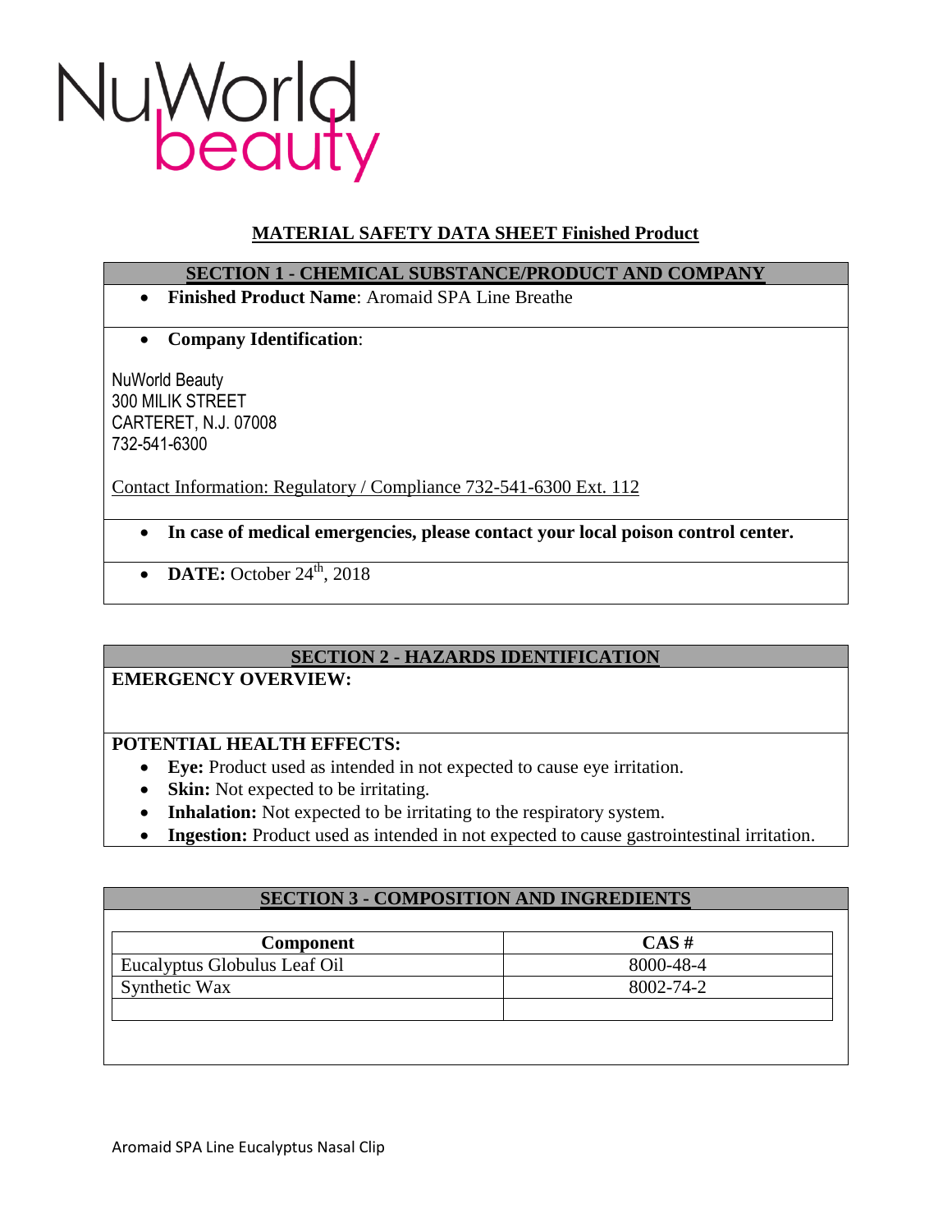NuWorld beauty

# MATERIAL SAFETY DATA SHEET Finished Product

## SECTION 1 - CHEMICAL SUBSTANCE/PRODUCT AND COMPANY

- **Finished Product Name**: Aromaid SPA Line Breathe

- **Company Identification**:

NuWorld Beauty
300 MILIK STREET
CARTERET, N.J. 07008
732-541-6300

Contact Information: Regulatory / Compliance 732-541-6300 Ext. 112

- **In case of medical emergencies, please contact your local poison control center.**

- **DATE:** October 24th, 2018

## SECTION 2 - HAZARDS IDENTIFICATION

**EMERGENCY OVERVIEW:**

**POTENTIAL HEALTH EFFECTS:**

- **Eye:** Product used as intended in not expected to cause eye irritation.
- **Skin:** Not expected to be irritating.
- **Inhalation:** Not expected to be irritating to the respiratory system.
- **Ingestion:** Product used as intended in not expected to cause gastrointestinal irritation.

## SECTION 3 - COMPOSITION AND INGREDIENTS

| Component | CAS # |
| --- | --- |
| Eucalyptus Globulus Leaf Oil | 8000-48-4 |
| Synthetic Wax | 8002-74-2 |
| | |

Aromaid SPA Line Eucalyptus Nasal Clip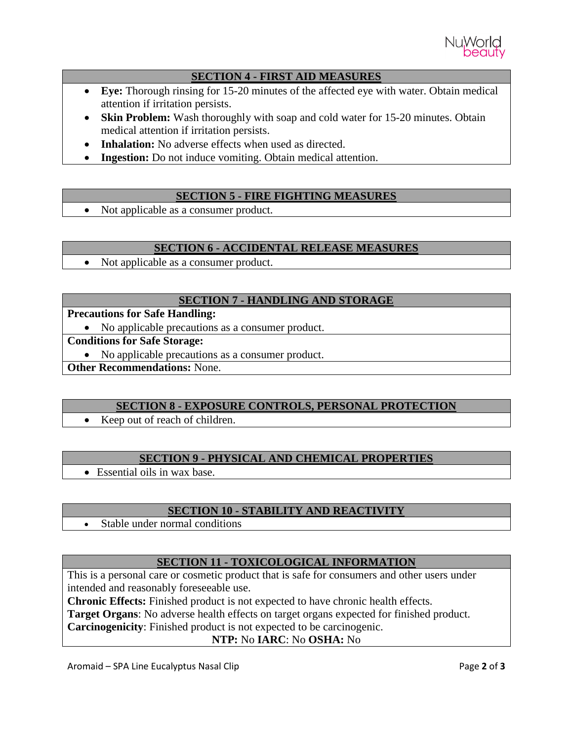## SECTION 4 - FIRST AID MEASURES

- **Eye:** Thorough rinsing for 15-20 minutes of the affected eye with water. Obtain medical attention if irritation persists.
- **Skin Problem:** Wash thoroughly with soap and cold water for 15-20 minutes. Obtain medical attention if irritation persists.
- **Inhalation:** No adverse effects when used as directed.
- **Ingestion:** Do not induce vomiting. Obtain medical attention.

## SECTION 5 - FIRE FIGHTING MEASURES

- Not applicable as a consumer product.

## SECTION 6 - ACCIDENTAL RELEASE MEASURES

- Not applicable as a consumer product.

## SECTION 7 - HANDLING AND STORAGE

**Precautions for Safe Handling:**

- No applicable precautions as a consumer product.

**Conditions for Safe Storage:**

- No applicable precautions as a consumer product.

**Other Recommendations:** None.

## SECTION 8 - EXPOSURE CONTROLS, PERSONAL PROTECTION

- Keep out of reach of children.

## SECTION 9 - PHYSICAL AND CHEMICAL PROPERTIES

- Essential oils in wax base.

## SECTION 10 - STABILITY AND REACTIVITY

- Stable under normal conditions

## SECTION 11 - TOXICOLOGICAL INFORMATION

This is a personal care or cosmetic product that is safe for consumers and other users under intended and reasonably foreseeable use.

**Chronic Effects:** Finished product is not expected to have chronic health effects.

**Target Organs**: No adverse health effects on target organs expected for finished product.

**Carcinogenicity**: Finished product is not expected to be carcinogenic.

**NTP:** No **IARC**: No **OSHA:** No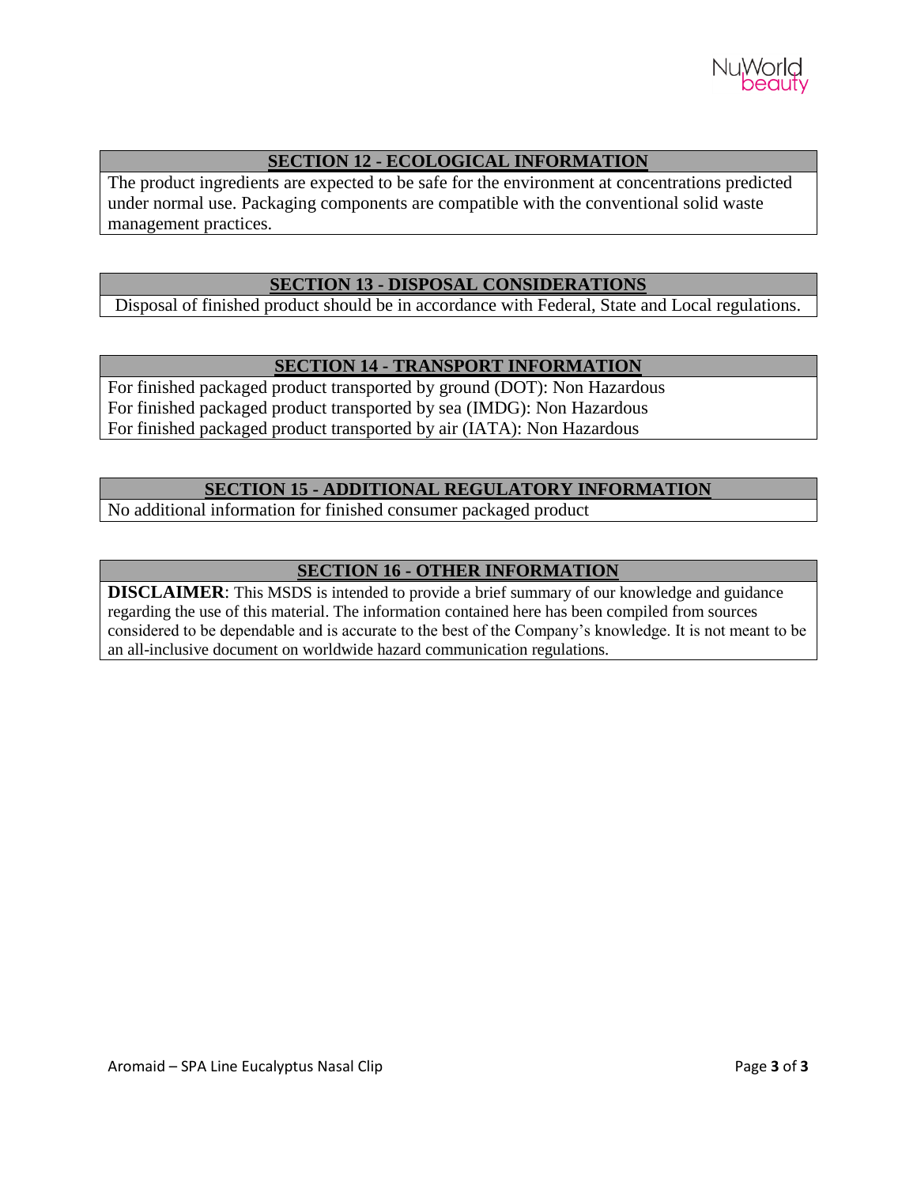## SECTION 12 - ECOLOGICAL INFORMATION

The product ingredients are expected to be safe for the environment at concentrations predicted under normal use. Packaging components are compatible with the conventional solid waste management practices.

## SECTION 13 - DISPOSAL CONSIDERATIONS

Disposal of finished product should be in accordance with Federal, State and Local regulations.

## SECTION 14 - TRANSPORT INFORMATION

For finished packaged product transported by ground (DOT): Non Hazardous
For finished packaged product transported by sea (IMDG): Non Hazardous
For finished packaged product transported by air (IATA): Non Hazardous

## SECTION 15 - ADDITIONAL REGULATORY INFORMATION

No additional information for finished consumer packaged product

## SECTION 16 - OTHER INFORMATION

**DISCLAIMER**: This MSDS is intended to provide a brief summary of our knowledge and guidance regarding the use of this material. The information contained here has been compiled from sources considered to be dependable and is accurate to the best of the Company's knowledge. It is not meant to be an all-inclusive document on worldwide hazard communication regulations.